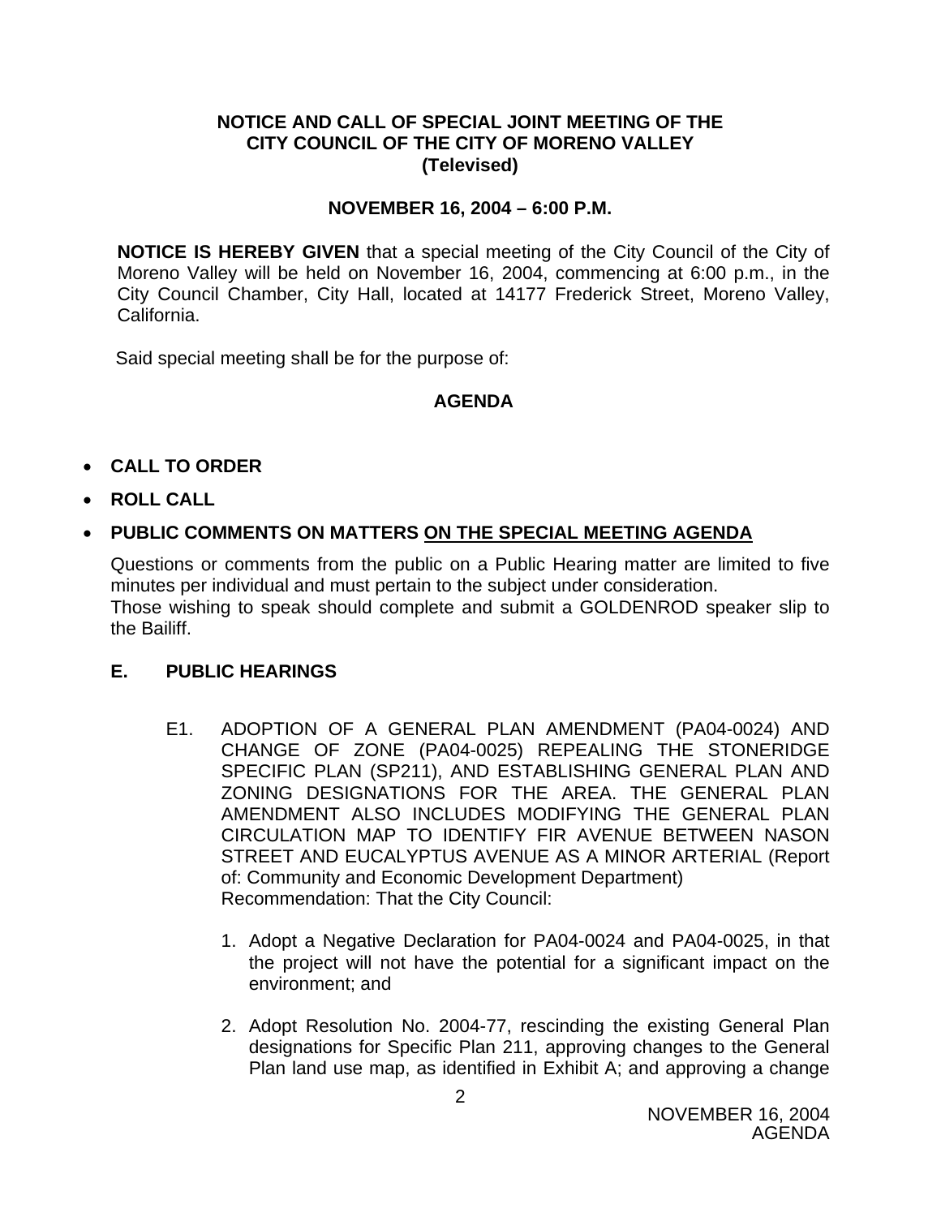# NOTICE AND CALL OF SPECIAL JOINT MEETING OF THE CITY COUNCIL OF THE CITY OF MORENO VALLEY (Televised)

## NOVEMBER 16, 2004 – 6:00 P.M.

**NOTICE IS HEREBY GIVEN** that a special meeting of the City Council of the City of Moreno Valley will be held on November 16, 2004, commencing at 6:00 p.m., in the City Council Chamber, City Hall, located at 14177 Frederick Street, Moreno Valley, California.

Said special meeting shall be for the purpose of:

## AGENDA

- **CALL TO ORDER**
- **ROLL CALL**
- **PUBLIC COMMENTS ON MATTERS ON THE SPECIAL MEETING AGENDA**

Questions or comments from the public on a Public Hearing matter are limited to five minutes per individual and must pertain to the subject under consideration.
Those wishing to speak should complete and submit a GOLDENROD speaker slip to the Bailiff.

## E. PUBLIC HEARINGS

E1. ADOPTION OF A GENERAL PLAN AMENDMENT (PA04-0024) AND CHANGE OF ZONE (PA04-0025) REPEALING THE STONERIDGE SPECIFIC PLAN (SP211), AND ESTABLISHING GENERAL PLAN AND ZONING DESIGNATIONS FOR THE AREA. THE GENERAL PLAN AMENDMENT ALSO INCLUDES MODIFYING THE GENERAL PLAN CIRCULATION MAP TO IDENTIFY FIR AVENUE BETWEEN NASON STREET AND EUCALYPTUS AVENUE AS A MINOR ARTERIAL (Report of: Community and Economic Development Department)
Recommendation: That the City Council:

1. Adopt a Negative Declaration for PA04-0024 and PA04-0025, in that the project will not have the potential for a significant impact on the environment; and

2. Adopt Resolution No. 2004-77, rescinding the existing General Plan designations for Specific Plan 211, approving changes to the General Plan land use map, as identified in Exhibit A; and approving a change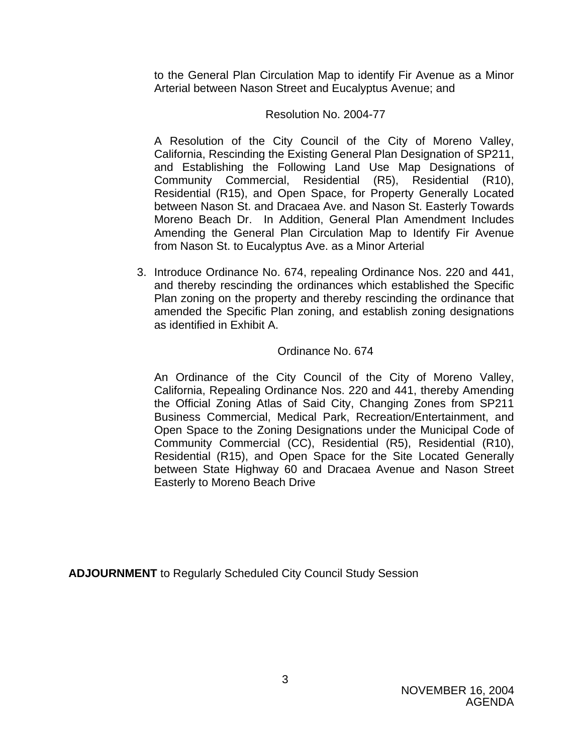to the General Plan Circulation Map to identify Fir Avenue as a Minor Arterial between Nason Street and Eucalyptus Avenue; and

Resolution No. 2004-77

A Resolution of the City Council of the City of Moreno Valley, California, Rescinding the Existing General Plan Designation of SP211, and Establishing the Following Land Use Map Designations of Community Commercial, Residential (R5), Residential (R10), Residential (R15), and Open Space, for Property Generally Located between Nason St. and Dracaea Ave. and Nason St. Easterly Towards Moreno Beach Dr. In Addition, General Plan Amendment Includes Amending the General Plan Circulation Map to Identify Fir Avenue from Nason St. to Eucalyptus Ave. as a Minor Arterial

3. Introduce Ordinance No. 674, repealing Ordinance Nos. 220 and 441, and thereby rescinding the ordinances which established the Specific Plan zoning on the property and thereby rescinding the ordinance that amended the Specific Plan zoning, and establish zoning designations as identified in Exhibit A.

Ordinance No. 674

An Ordinance of the City Council of the City of Moreno Valley, California, Repealing Ordinance Nos. 220 and 441, thereby Amending the Official Zoning Atlas of Said City, Changing Zones from SP211 Business Commercial, Medical Park, Recreation/Entertainment, and Open Space to the Zoning Designations under the Municipal Code of Community Commercial (CC), Residential (R5), Residential (R10), Residential (R15), and Open Space for the Site Located Generally between State Highway 60 and Dracaea Avenue and Nason Street Easterly to Moreno Beach Drive

**ADJOURNMENT** to Regularly Scheduled City Council Study Session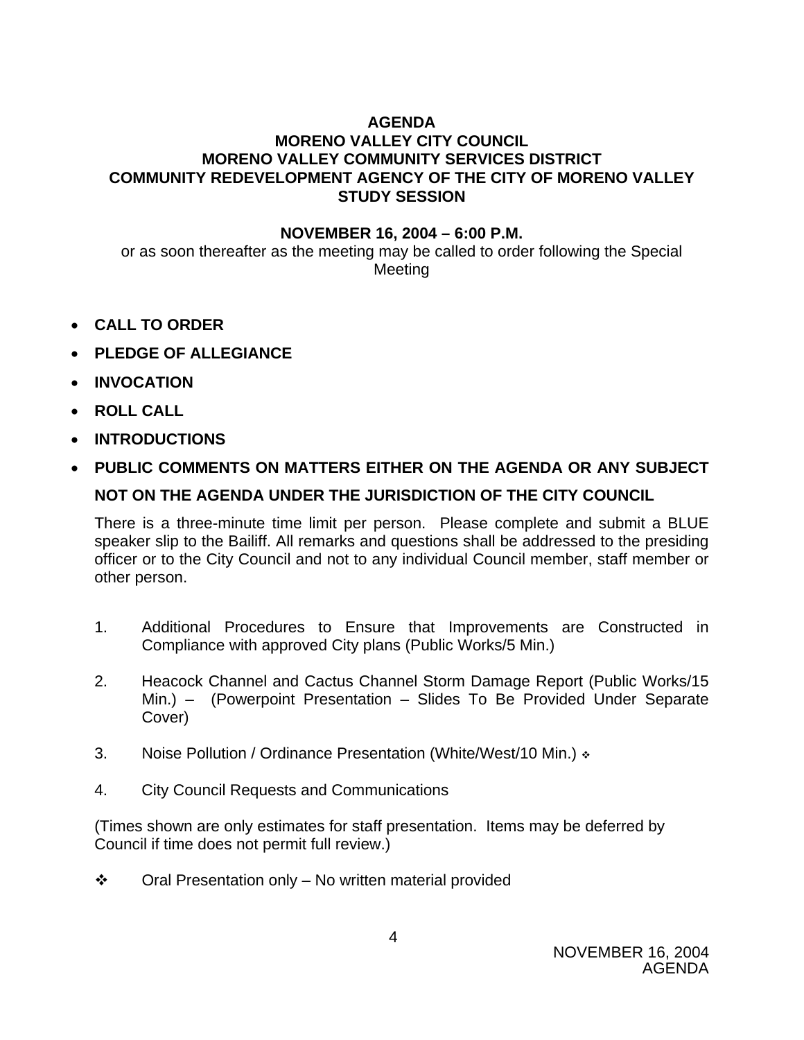**AGENDA**
**MORENO VALLEY CITY COUNCIL**
**MORENO VALLEY COMMUNITY SERVICES DISTRICT**
**COMMUNITY REDEVELOPMENT AGENCY OF THE CITY OF MORENO VALLEY**
**STUDY SESSION**

**NOVEMBER 16, 2004 – 6:00 P.M.**

or as soon thereafter as the meeting may be called to order following the Special Meeting

- **CALL TO ORDER**
- **PLEDGE OF ALLEGIANCE**
- **INVOCATION**
- **ROLL CALL**
- **INTRODUCTIONS**
- **PUBLIC COMMENTS ON MATTERS EITHER ON THE AGENDA OR ANY SUBJECT NOT ON THE AGENDA UNDER THE JURISDICTION OF THE CITY COUNCIL**

There is a three-minute time limit per person. Please complete and submit a BLUE speaker slip to the Bailiff. All remarks and questions shall be addressed to the presiding officer or to the City Council and not to any individual Council member, staff member or other person.

1. Additional Procedures to Ensure that Improvements are Constructed in Compliance with approved City plans (Public Works/5 Min.)

2. Heacock Channel and Cactus Channel Storm Damage Report (Public Works/15 Min.) – (Powerpoint Presentation – Slides To Be Provided Under Separate Cover)

3. Noise Pollution / Ordinance Presentation (White/West/10 Min.) ❖

4. City Council Requests and Communications

(Times shown are only estimates for staff presentation. Items may be deferred by Council if time does not permit full review.)

❖ Oral Presentation only – No written material provided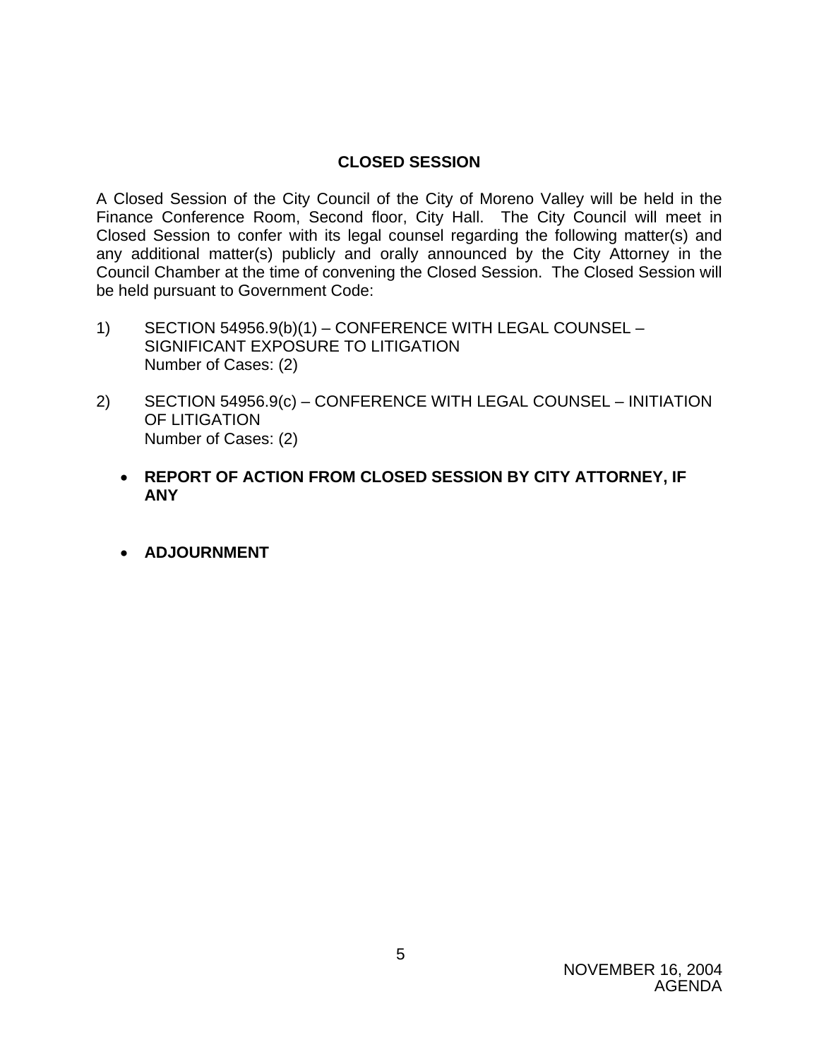## CLOSED SESSION

A Closed Session of the City Council of the City of Moreno Valley will be held in the Finance Conference Room, Second floor, City Hall. The City Council will meet in Closed Session to confer with its legal counsel regarding the following matter(s) and any additional matter(s) publicly and orally announced by the City Attorney in the Council Chamber at the time of convening the Closed Session. The Closed Session will be held pursuant to Government Code:

1) SECTION 54956.9(b)(1) – CONFERENCE WITH LEGAL COUNSEL – SIGNIFICANT EXPOSURE TO LITIGATION
   Number of Cases: (2)

2) SECTION 54956.9(c) – CONFERENCE WITH LEGAL COUNSEL – INITIATION OF LITIGATION
   Number of Cases: (2)

- **REPORT OF ACTION FROM CLOSED SESSION BY CITY ATTORNEY, IF ANY**

- **ADJOURNMENT**